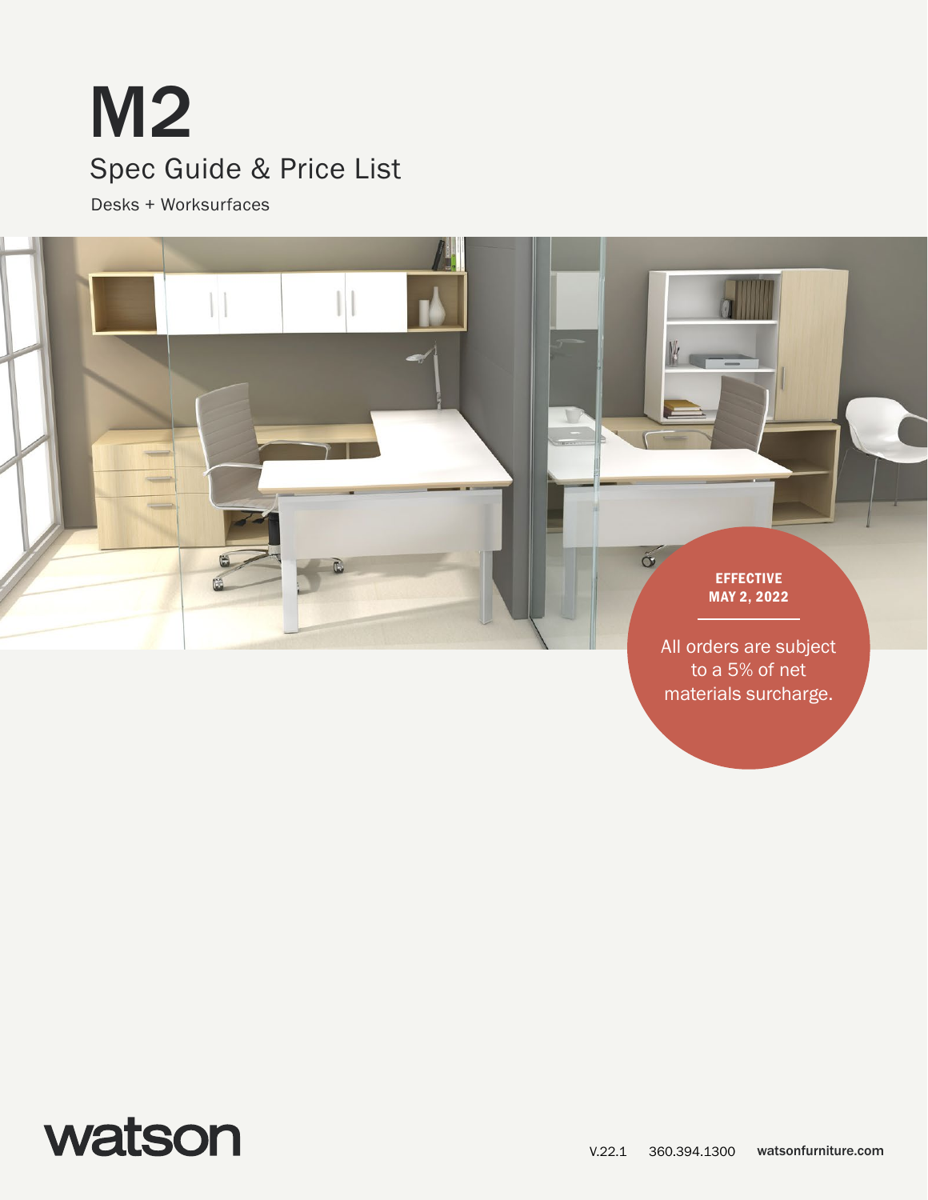# M2

## Spec Guide & Price List

Desks + Worksurfaces

**EFFECTIVE MAY 2, 2022**

All orders are subject to a 5% of net materials surcharge.

watson

V.22.1 360.394.1300 **watsonfurniture.com**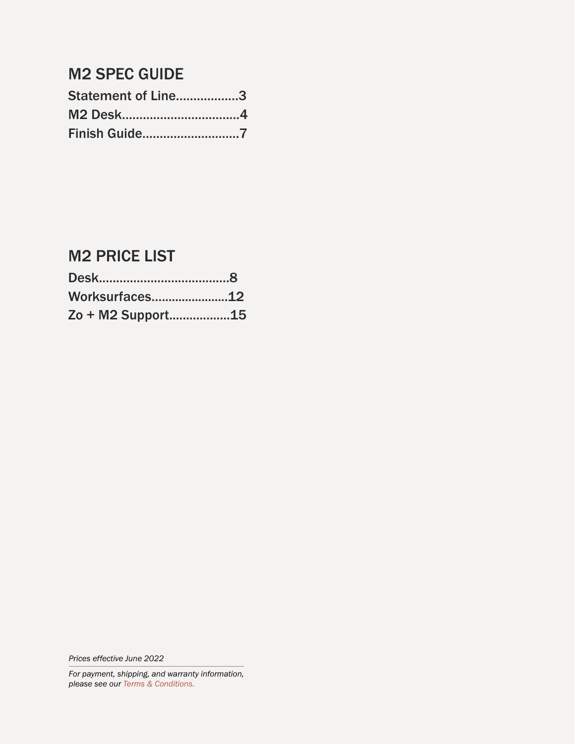## M2 SPEC GUIDE

**Statement of Line..................3**
**M2 Desk.................................4**
**Finish Guide...........................7**

## M2 PRICE LIST

**Desk.....................................8**
**Worksurfaces......................12**
**Zo + M2 Support.................15**

*Prices effective June 2022*

*For payment, shipping, and warranty information, please see our Terms & Conditions.*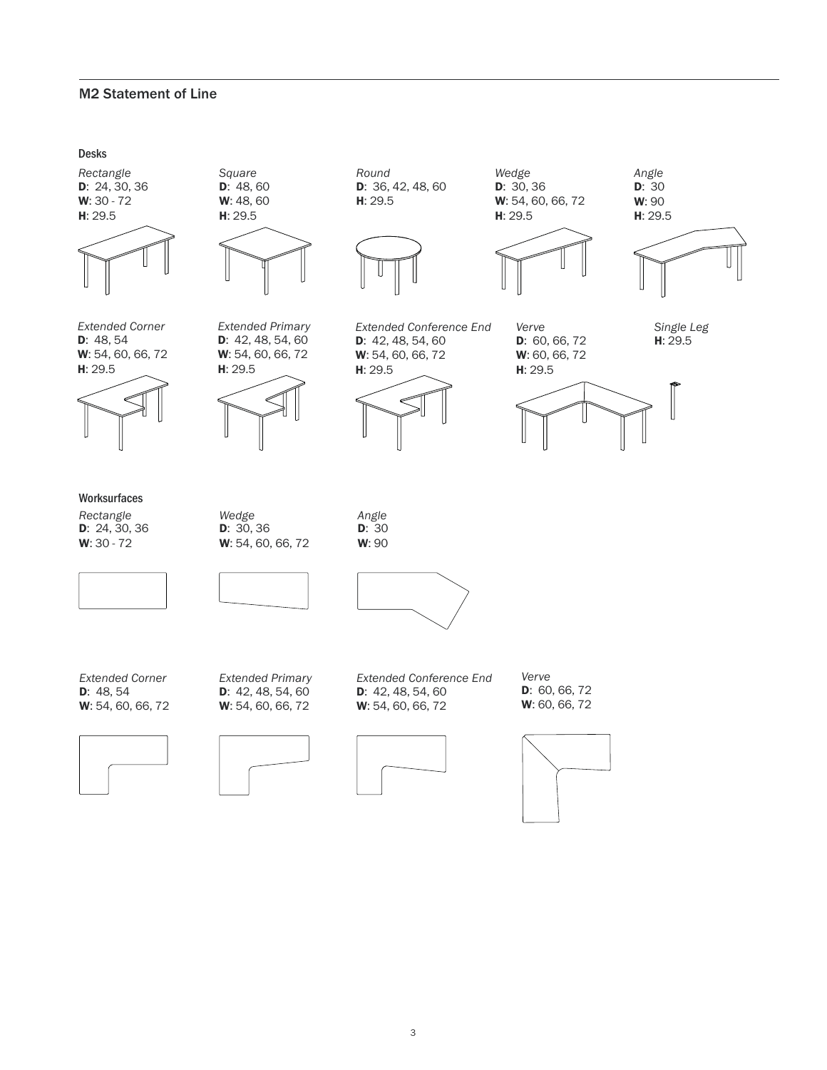## M2 Statement of Line

### Desks

*Rectangle*
**D**: 24, 30, 36
**W**: 30 - 72
**H**: 29.5

*Square*
**D**: 48, 60
**W**: 48, 60
**H**: 29.5

*Round*
**D**: 36, 42, 48, 60
**H**: 29.5

*Wedge*
**D**: 30, 36
**W**: 54, 60, 66, 72
**H**: 29.5

*Angle*
**D**: 30
**W**: 90
**H**: 29.5

*Extended Corner*
**D**: 48, 54
**W**: 54, 60, 66, 72
**H**: 29.5

*Extended Primary*
**D**: 42, 48, 54, 60
**W**: 54, 60, 66, 72
**H**: 29.5

*Extended Conference End*
**D**: 42, 48, 54, 60
**W**: 54, 60, 66, 72
**H**: 29.5

*Verve*
**D**: 60, 66, 72
**W**: 60, 66, 72
**H**: 29.5

*Single Leg*
**H**: 29.5

### Worksurfaces

*Rectangle*
**D**: 24, 30, 36
**W**: 30 - 72

*Wedge*
**D**: 30, 36
**W**: 54, 60, 66, 72

*Angle*
**D**: 30
**W**: 90

*Extended Corner*
**D**: 48, 54
**W**: 54, 60, 66, 72

*Extended Primary*
**D**: 42, 48, 54, 60
**W**: 54, 60, 66, 72

*Extended Conference End*
**D**: 42, 48, 54, 60
**W**: 54, 60, 66, 72

*Verve*
**D**: 60, 66, 72
**W**: 60, 66, 72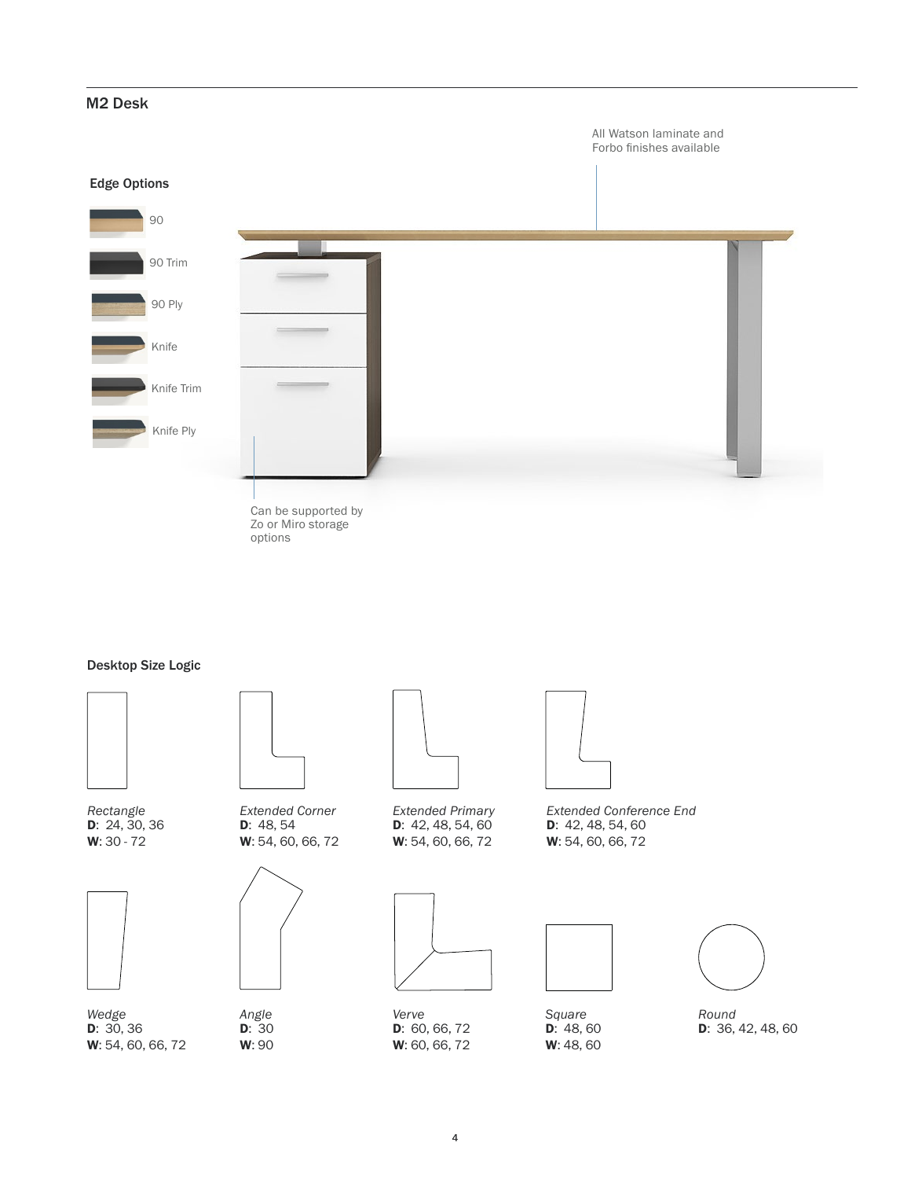## M2 Desk

All Watson laminate and Forbo finishes available

### Edge Options

- 90
- 90 Trim
- 90 Ply
- Knife
- Knife Trim
- Knife Ply

Can be supported by Zo or Miro storage options

### Desktop Size Logic

*Rectangle*
**D**: 24, 30, 36
**W**: 30 - 72

*Extended Corner*
**D**: 48, 54
**W**: 54, 60, 66, 72

*Extended Primary*
**D**: 42, 48, 54, 60
**W**: 54, 60, 66, 72

*Extended Conference End*
**D**: 42, 48, 54, 60
**W**: 54, 60, 66, 72

*Wedge*
**D**: 30, 36
**W**: 54, 60, 66, 72

*Angle*
**D**: 30
**W**: 90

*Verve*
**D**: 60, 66, 72
**W**: 60, 66, 72

*Square*
**D**: 48, 60
**W**: 48, 60

*Round*
**D**: 36, 42, 48, 60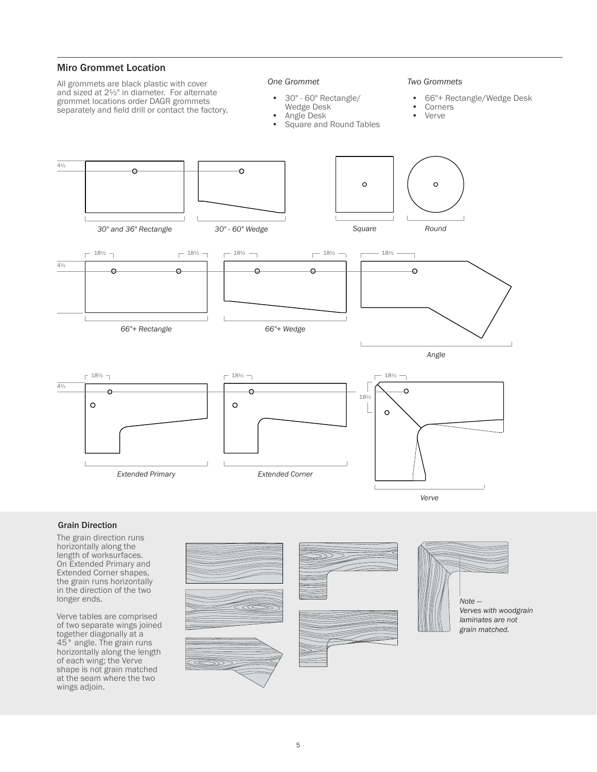## Miro Grommet Location

All grommets are black plastic with cover and sized at 2½" in diameter. For alternate grommet locations order DAGR grommets separately and field drill or contact the factory.

*One Grommet*

- 30" - 60" Rectangle/ Wedge Desk
- Angle Desk
- Square and Round Tables

*Two Grommets*

- 66"+ Rectangle/Wedge Desk
- Corners
- Verve

4½

*30" and 36" Rectangle*

*30" - 60" Wedge*

*Square*

*Round*

18½ 18½ 18½ 18½ 18½

4½

*66"+ Rectangle*

*66"+ Wedge*

*Angle*

18½ 18½ 18½

4½

18½

*Extended Primary*

*Extended Corner*

*Verve*

## Grain Direction

The grain direction runs horizontally along the length of worksurfaces. On Extended Primary and Extended Corner shapes, the grain runs horizontally in the direction of the two longer ends.

Verve tables are comprised of two separate wings joined together diagonally at a 45° angle. The grain runs horizontally along the length of each wing; the Verve shape is not grain matched at the seam where the two wings adjoin.

*Note — Verves with woodgrain laminates are not grain matched.*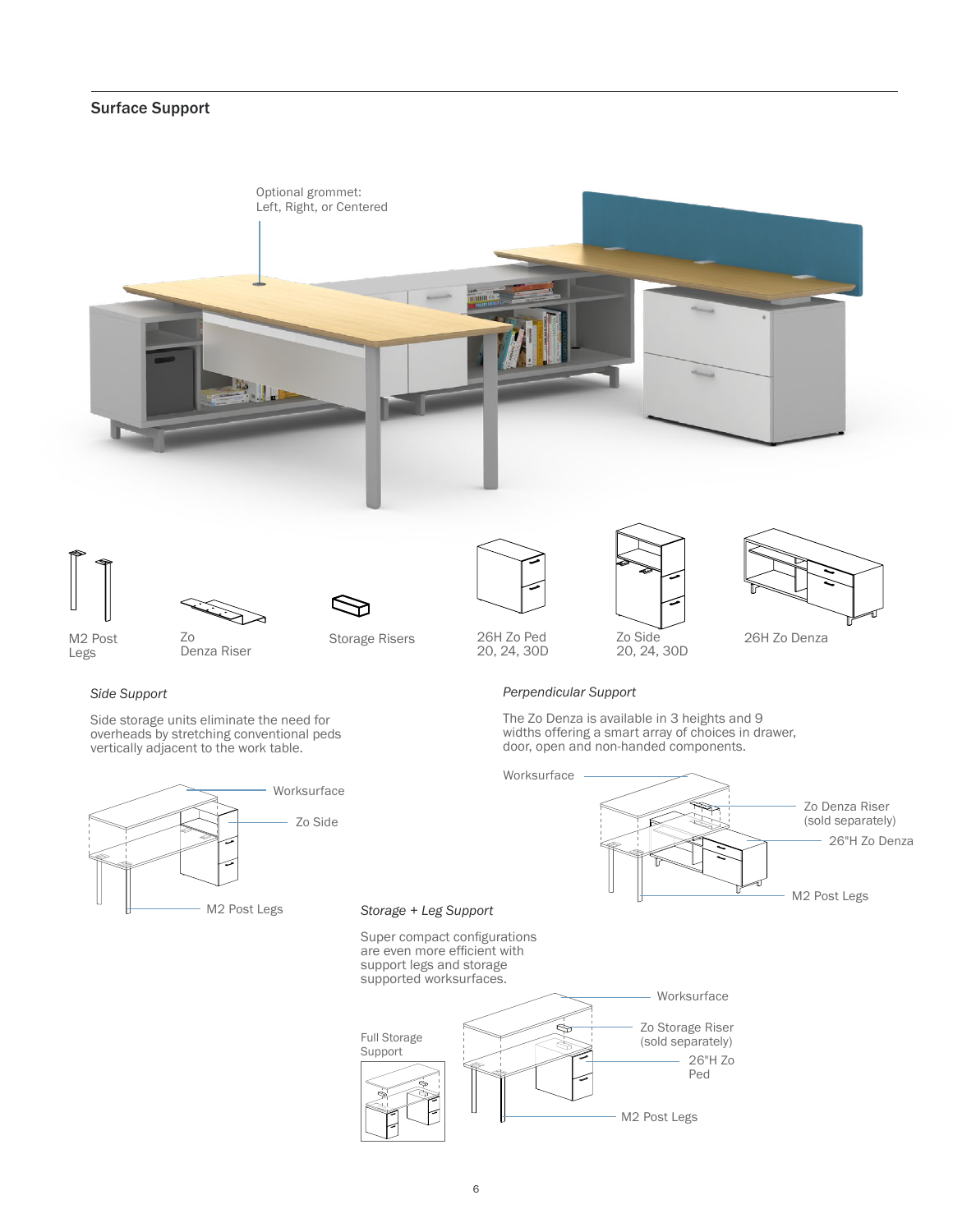## Surface Support

Optional grommet:
Left, Right, or Centered

M2 Post Legs

Zo Denza Riser

Storage Risers

26H Zo Ped 20, 24, 30D

Zo Side 20, 24, 30D

26H Zo Denza

### *Side Support*

Side storage units eliminate the need for overheads by stretching conventional peds vertically adjacent to the work table.

Worksurface

Zo Side

M2 Post Legs

### *Perpendicular Support*

The Zo Denza is available in 3 heights and 9 widths offering a smart array of choices in drawer, door, open and non-handed components.

Worksurface

Zo Denza Riser (sold separately)

26"H Zo Denza

M2 Post Legs

### *Storage + Leg Support*

Super compact configurations are even more efficient with support legs and storage supported worksurfaces.

Full Storage Support

Worksurface

Zo Storage Riser (sold separately)

26"H Zo Ped

M2 Post Legs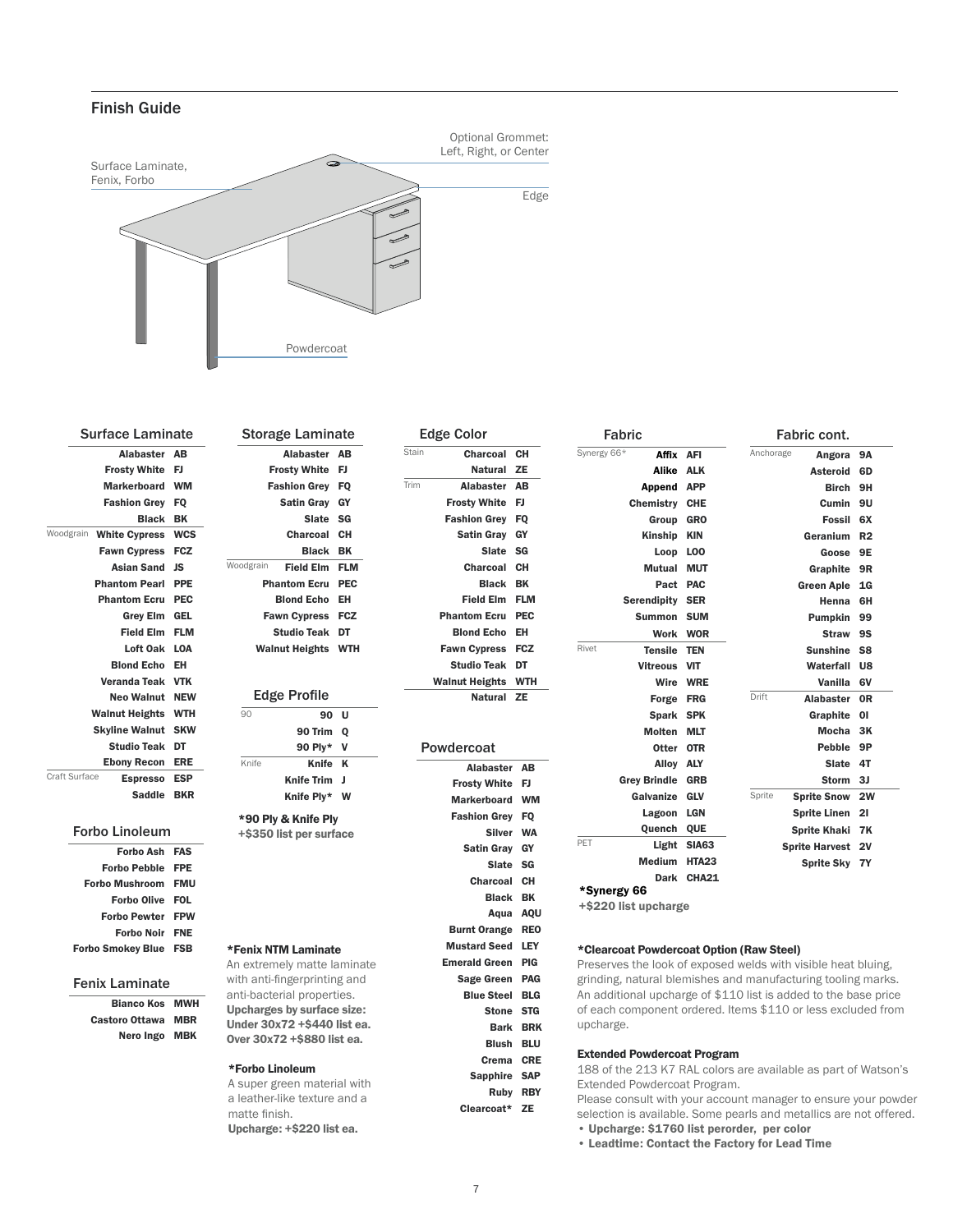## Finish Guide

Surface Laminate, Fenix, Forbo

Optional Grommet: Left, Right, or Center

Edge

Powdercoat

### Surface Laminate

| | Name | Code |
|---|---|---|
| | Alabaster | AB |
| | Frosty White | FJ |
| | Markerboard | WM |
| | Fashion Grey | FQ |
| | Black | BK |
| Woodgrain | White Cypress | WCS |
| | Fawn Cypress | FCZ |
| | Asian Sand | JS |
| | Phantom Pearl | PPE |
| | Phantom Ecru | PEC |
| | Grey Elm | GEL |
| | Field Elm | FLM |
| | Loft Oak | LOA |
| | Blond Echo | EH |
| | Veranda Teak | VTK |
| | Neo Walnut | NEW |
| | Walnut Heights | WTH |
| | Skyline Walnut | SKW |
| | Studio Teak | DT |
| | Ebony Recon | ERE |
| Craft Surface | Espresso | ESP |
| | Saddle | BKR |

### Forbo Linoleum

| Name | Code |
|---|---|
| Forbo Ash | FAS |
| Forbo Pebble | FPE |
| Forbo Mushroom | FMU |
| Forbo Olive | FOL |
| Forbo Pewter | FPW |
| Forbo Noir | FNE |
| Forbo Smokey Blue | FSB |

### Fenix Laminate

| Name | Code |
|---|---|
| Bianco Kos | MWH |
| Castoro Ottawa | MBR |
| Nero Ingo | MBK |

### Storage Laminate

| | Name | Code |
|---|---|---|
| | Alabaster | AB |
| | Frosty White | FJ |
| | Fashion Grey | FQ |
| | Satin Gray | GY |
| | Slate | SG |
| | Charcoal | CH |
| | Black | BK |
| Woodgrain | Field Elm | FLM |
| | Phantom Ecru | PEC |
| | Blond Echo | EH |
| | Fawn Cypress | FCZ |
| | Studio Teak | DT |
| | Walnut Heights | WTH |

### Edge Profile

| | Name | Code |
|---|---|---|
| 90 | 90 | U |
| | 90 Trim | Q |
| | 90 Ply* | V |
| Knife | Knife | K |
| | Knife Trim | J |
| | Knife Ply* | W |

**\*90 Ply & Knife Ply**
**+$350 list per surface**

**\*Fenix NTM Laminate**
An extremely matte laminate with anti-fingerprinting and anti-bacterial properties.
**Upcharges by surface size:**
**Under 30x72 +$440 list ea.**
**Over 30x72 +$880 list ea.**

**\*Forbo Linoleum**
A super green material with a leather-like texture and a matte finish.
**Upcharge: +$220 list ea.**

### Edge Color

| | Name | Code |
|---|---|---|
| Stain | Charcoal | CH |
| | Natural | ZE |
| Trim | Alabaster | AB |
| | Frosty White | FJ |
| | Fashion Grey | FQ |
| | Satin Gray | GY |
| | Slate | SG |
| | Charcoal | CH |
| | Black | BK |
| | Field Elm | FLM |
| | Phantom Ecru | PEC |
| | Blond Echo | EH |
| | Fawn Cypress | FCZ |
| | Studio Teak | DT |
| | Walnut Heights | WTH |
| | Natural | ZE |

### Powdercoat

| Name | Code |
|---|---|
| Alabaster | AB |
| Frosty White | FJ |
| Markerboard | WM |
| Fashion Grey | FQ |
| Silver | WA |
| Satin Gray | GY |
| Slate | SG |
| Charcoal | CH |
| Black | BK |
| Aqua | AQU |
| Burnt Orange | REO |
| Mustard Seed | LEY |
| Emerald Green | PIG |
| Sage Green | PAG |
| Blue Steel | BLG |
| Stone | STG |
| Bark | BRK |
| Blush | BLU |
| Crema | CRE |
| Sapphire | SAP |
| Ruby | RBY |
| Clearcoat* | ZE |

### Fabric

| | Name | Code |
|---|---|---|
| Synergy 66* | Affix | AFI |
| | Alike | ALK |
| | Append | APP |
| | Chemistry | CHE |
| | Group | GRO |
| | Kinship | KIN |
| | Loop | LOO |
| | Mutual | MUT |
| | Pact | PAC |
| | Serendipity | SER |
| | Summon | SUM |
| | Work | WOR |
| Rivet | Tensile | TEN |
| | Vitreous | VIT |
| | Wire | WRE |
| | Forge | FRG |
| | Spark | SPK |
| | Molten | MLT |
| | Otter | OTR |
| | Alloy | ALY |
| | Grey Brindle | GRB |
| | Galvanize | GLV |
| | Lagoon | LGN |
| | Quench | QUE |
| PET | Light | SIA63 |
| | Medium | HTA23 |
| | Dark | CHA21 |

**\*Synergy 66**
**+$220 list upcharge**

### Fabric cont.

| | Name | Code |
|---|---|---|
| Anchorage | Angora | 9A |
| | Asteroid | 6D |
| | Birch | 9H |
| | Cumin | 9U |
| | Fossil | 6X |
| | Geranium | R2 |
| | Goose | 9E |
| | Graphite | 9R |
| | Green Aple | 1G |
| | Henna | 6H |
| | Pumpkin | 99 |
| | Straw | 9S |
| | Sunshine | S8 |
| | Waterfall | U8 |
| | Vanilla | 6V |
| Drift | Alabaster | 0R |
| | Graphite | 0I |
| | Mocha | 3K |
| | Pebble | 9P |
| | Slate | 4T |
| | Storm | 3J |
| Sprite | Sprite Snow | 2W |
| | Sprite Linen | 2I |
| | Sprite Khaki | 7K |
| | Sprite Harvest | 2V |
| | Sprite Sky | 7Y |

**\*Clearcoat Powdercoat Option (Raw Steel)**
Preserves the look of exposed welds with visible heat bluing, grinding, natural blemishes and manufacturing tooling marks. An additional upcharge of $110 list is added to the base price of each component ordered. Items $110 or less excluded from upcharge.

**Extended Powdercoat Program**
188 of the 213 K7 RAL colors are available as part of Watson's Extended Powdercoat Program.
Please consult with your account manager to ensure your powder selection is available. Some pearls and metallics are not offered.

- **Upcharge: $1760 list perorder, per color**
- **Leadtime: Contact the Factory for Lead Time**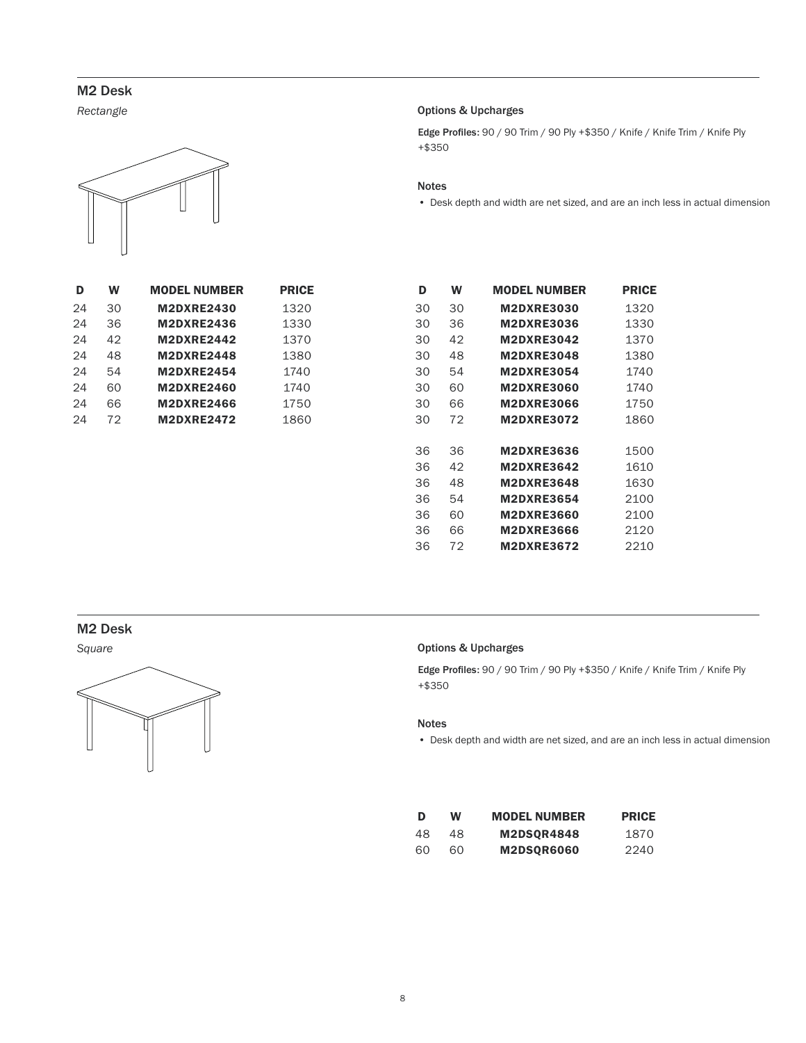## M2 Desk

*Rectangle*

### Options & Upcharges

**Edge Profiles:** 90 / 90 Trim / 90 Ply +$350 / Knife / Knife Trim / Knife Ply +$350

### Notes

- Desk depth and width are net sized, and are an inch less in actual dimension

| D | W | MODEL NUMBER | PRICE |
|---|---|---|---|
| 24 | 30 | **M2DXRE2430** | 1320 |
| 24 | 36 | **M2DXRE2436** | 1330 |
| 24 | 42 | **M2DXRE2442** | 1370 |
| 24 | 48 | **M2DXRE2448** | 1380 |
| 24 | 54 | **M2DXRE2454** | 1740 |
| 24 | 60 | **M2DXRE2460** | 1740 |
| 24 | 66 | **M2DXRE2466** | 1750 |
| 24 | 72 | **M2DXRE2472** | 1860 |

| D | W | MODEL NUMBER | PRICE |
|---|---|---|---|
| 30 | 30 | **M2DXRE3030** | 1320 |
| 30 | 36 | **M2DXRE3036** | 1330 |
| 30 | 42 | **M2DXRE3042** | 1370 |
| 30 | 48 | **M2DXRE3048** | 1380 |
| 30 | 54 | **M2DXRE3054** | 1740 |
| 30 | 60 | **M2DXRE3060** | 1740 |
| 30 | 66 | **M2DXRE3066** | 1750 |
| 30 | 72 | **M2DXRE3072** | 1860 |
| 36 | 36 | **M2DXRE3636** | 1500 |
| 36 | 42 | **M2DXRE3642** | 1610 |
| 36 | 48 | **M2DXRE3648** | 1630 |
| 36 | 54 | **M2DXRE3654** | 2100 |
| 36 | 60 | **M2DXRE3660** | 2100 |
| 36 | 66 | **M2DXRE3666** | 2120 |
| 36 | 72 | **M2DXRE3672** | 2210 |

## M2 Desk

*Square*

### Options & Upcharges

**Edge Profiles:** 90 / 90 Trim / 90 Ply +$350 / Knife / Knife Trim / Knife Ply +$350

### Notes

- Desk depth and width are net sized, and are an inch less in actual dimension

| D | W | MODEL NUMBER | PRICE |
|---|---|---|---|
| 48 | 48 | **M2DSQR4848** | 1870 |
| 60 | 60 | **M2DSQR6060** | 2240 |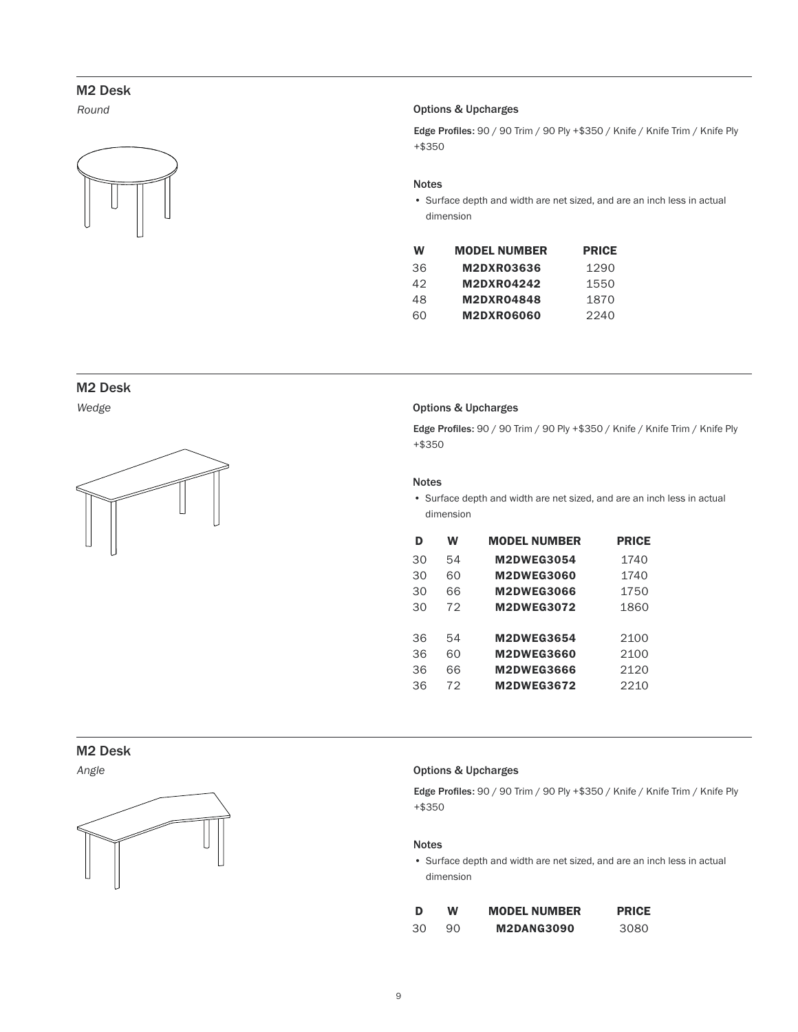## M2 Desk

*Round*

### Options & Upcharges

**Edge Profiles:** 90 / 90 Trim / 90 Ply +$350 / Knife / Knife Trim / Knife Ply +$350

### Notes

- Surface depth and width are net sized, and are an inch less in actual dimension

| W | MODEL NUMBER | PRICE |
|---|---|---|
| 36 | **M2DXR03636** | 1290 |
| 42 | **M2DXR04242** | 1550 |
| 48 | **M2DXR04848** | 1870 |
| 60 | **M2DXR06060** | 2240 |

## M2 Desk

*Wedge*

### Options & Upcharges

**Edge Profiles:** 90 / 90 Trim / 90 Ply +$350 / Knife / Knife Trim / Knife Ply +$350

### Notes

- Surface depth and width are net sized, and are an inch less in actual dimension

| D | W | MODEL NUMBER | PRICE |
|---|---|---|---|
| 30 | 54 | **M2DWEG3054** | 1740 |
| 30 | 60 | **M2DWEG3060** | 1740 |
| 30 | 66 | **M2DWEG3066** | 1750 |
| 30 | 72 | **M2DWEG3072** | 1860 |
| 36 | 54 | **M2DWEG3654** | 2100 |
| 36 | 60 | **M2DWEG3660** | 2100 |
| 36 | 66 | **M2DWEG3666** | 2120 |
| 36 | 72 | **M2DWEG3672** | 2210 |

## M2 Desk

*Angle*

### Options & Upcharges

**Edge Profiles:** 90 / 90 Trim / 90 Ply +$350 / Knife / Knife Trim / Knife Ply +$350

### Notes

- Surface depth and width are net sized, and are an inch less in actual dimension

| D | W | MODEL NUMBER | PRICE |
|---|---|---|---|
| 30 | 90 | **M2DANG3090** | 3080 |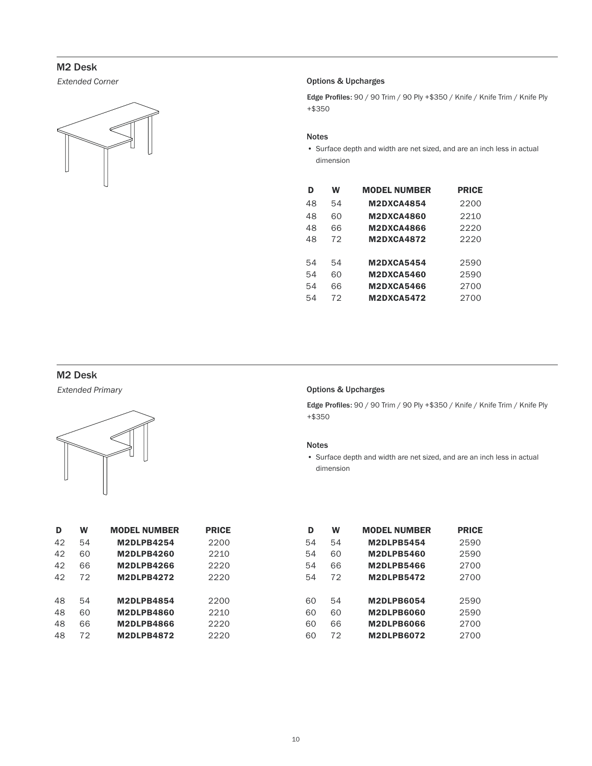## M2 Desk

*Extended Corner*

### Options & Upcharges

**Edge Profiles:** 90 / 90 Trim / 90 Ply +$350 / Knife / Knife Trim / Knife Ply +$350

### Notes

- Surface depth and width are net sized, and are an inch less in actual dimension

| D | W | MODEL NUMBER | PRICE |
|---|---|---|---|
| 48 | 54 | **M2DXCA4854** | 2200 |
| 48 | 60 | **M2DXCA4860** | 2210 |
| 48 | 66 | **M2DXCA4866** | 2220 |
| 48 | 72 | **M2DXCA4872** | 2220 |
| 54 | 54 | **M2DXCA5454** | 2590 |
| 54 | 60 | **M2DXCA5460** | 2590 |
| 54 | 66 | **M2DXCA5466** | 2700 |
| 54 | 72 | **M2DXCA5472** | 2700 |

## M2 Desk

*Extended Primary*

### Options & Upcharges

**Edge Profiles:** 90 / 90 Trim / 90 Ply +$350 / Knife / Knife Trim / Knife Ply +$350

### Notes

- Surface depth and width are net sized, and are an inch less in actual dimension

| D | W | MODEL NUMBER | PRICE |
|---|---|---|---|
| 42 | 54 | **M2DLPB4254** | 2200 |
| 42 | 60 | **M2DLPB4260** | 2210 |
| 42 | 66 | **M2DLPB4266** | 2220 |
| 42 | 72 | **M2DLPB4272** | 2220 |
| 48 | 54 | **M2DLPB4854** | 2200 |
| 48 | 60 | **M2DLPB4860** | 2210 |
| 48 | 66 | **M2DLPB4866** | 2220 |
| 48 | 72 | **M2DLPB4872** | 2220 |

| D | W | MODEL NUMBER | PRICE |
|---|---|---|---|
| 54 | 54 | **M2DLPB5454** | 2590 |
| 54 | 60 | **M2DLPB5460** | 2590 |
| 54 | 66 | **M2DLPB5466** | 2700 |
| 54 | 72 | **M2DLPB5472** | 2700 |
| 60 | 54 | **M2DLPB6054** | 2590 |
| 60 | 60 | **M2DLPB6060** | 2590 |
| 60 | 66 | **M2DLPB6066** | 2700 |
| 60 | 72 | **M2DLPB6072** | 2700 |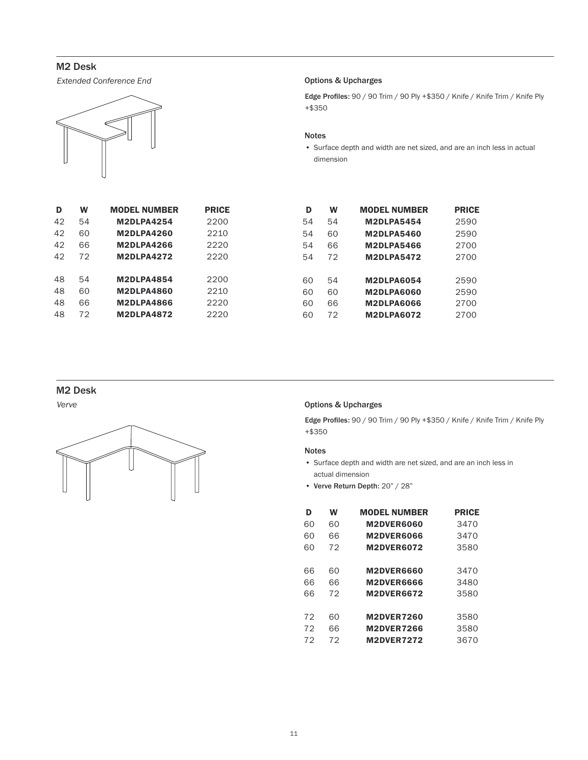## M2 Desk

*Extended Conference End*

### Options & Upcharges

**Edge Profiles:** 90 / 90 Trim / 90 Ply +$350 / Knife / Knife Trim / Knife Ply +$350

### Notes

- Surface depth and width are net sized, and are an inch less in actual dimension

| D | W | MODEL NUMBER | PRICE |
|---|---|---|---|
| 42 | 54 | **M2DLPA4254** | 2200 |
| 42 | 60 | **M2DLPA4260** | 2210 |
| 42 | 66 | **M2DLPA4266** | 2220 |
| 42 | 72 | **M2DLPA4272** | 2220 |
| 48 | 54 | **M2DLPA4854** | 2200 |
| 48 | 60 | **M2DLPA4860** | 2210 |
| 48 | 66 | **M2DLPA4866** | 2220 |
| 48 | 72 | **M2DLPA4872** | 2220 |
| 54 | 54 | **M2DLPA5454** | 2590 |
| 54 | 60 | **M2DLPA5460** | 2590 |
| 54 | 66 | **M2DLPA5466** | 2700 |
| 54 | 72 | **M2DLPA5472** | 2700 |
| 60 | 54 | **M2DLPA6054** | 2590 |
| 60 | 60 | **M2DLPA6060** | 2590 |
| 60 | 66 | **M2DLPA6066** | 2700 |
| 60 | 72 | **M2DLPA6072** | 2700 |

## M2 Desk

*Verve*

### Options & Upcharges

**Edge Profiles:** 90 / 90 Trim / 90 Ply +$350 / Knife / Knife Trim / Knife Ply +$350

### Notes

- Surface depth and width are net sized, and are an inch less in actual dimension
- **Verve Return Depth:** 20" / 28"

| D | W | MODEL NUMBER | PRICE |
|---|---|---|---|
| 60 | 60 | **M2DVER6060** | 3470 |
| 60 | 66 | **M2DVER6066** | 3470 |
| 60 | 72 | **M2DVER6072** | 3580 |
| 66 | 60 | **M2DVER6660** | 3470 |
| 66 | 66 | **M2DVER6666** | 3480 |
| 66 | 72 | **M2DVER6672** | 3580 |
| 72 | 60 | **M2DVER7260** | 3580 |
| 72 | 66 | **M2DVER7266** | 3580 |
| 72 | 72 | **M2DVER7272** | 3670 |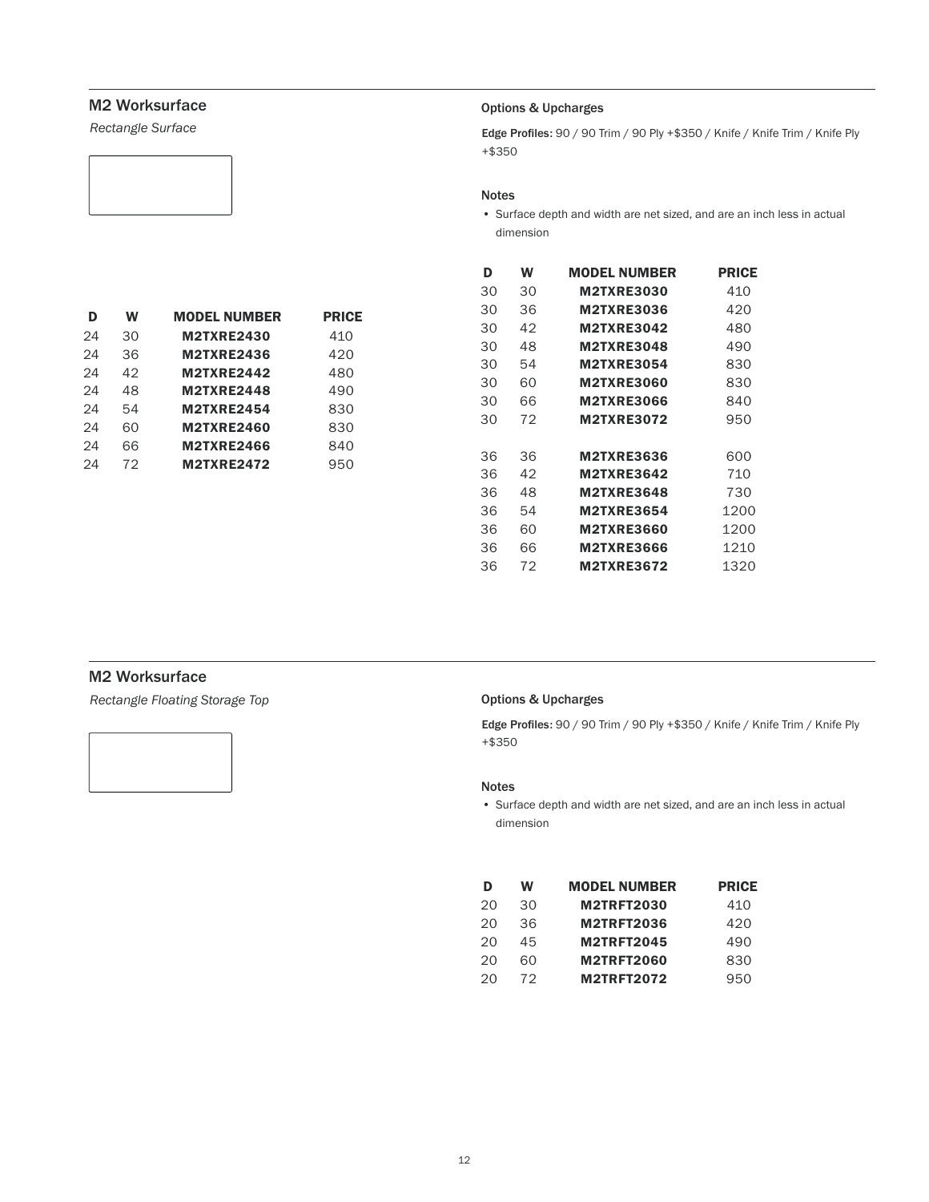## M2 Worksurface

*Rectangle Surface*

### Options & Upcharges

**Edge Profiles:** 90 / 90 Trim / 90 Ply +$350 / Knife / Knife Trim / Knife Ply +$350

### Notes

- Surface depth and width are net sized, and are an inch less in actual dimension

| D | W | MODEL NUMBER | PRICE |
|---|---|---|---|
| 24 | 30 | **M2TXRE2430** | 410 |
| 24 | 36 | **M2TXRE2436** | 420 |
| 24 | 42 | **M2TXRE2442** | 480 |
| 24 | 48 | **M2TXRE2448** | 490 |
| 24 | 54 | **M2TXRE2454** | 830 |
| 24 | 60 | **M2TXRE2460** | 830 |
| 24 | 66 | **M2TXRE2466** | 840 |
| 24 | 72 | **M2TXRE2472** | 950 |

| D | W | MODEL NUMBER | PRICE |
|---|---|---|---|
| 30 | 30 | **M2TXRE3030** | 410 |
| 30 | 36 | **M2TXRE3036** | 420 |
| 30 | 42 | **M2TXRE3042** | 480 |
| 30 | 48 | **M2TXRE3048** | 490 |
| 30 | 54 | **M2TXRE3054** | 830 |
| 30 | 60 | **M2TXRE3060** | 830 |
| 30 | 66 | **M2TXRE3066** | 840 |
| 30 | 72 | **M2TXRE3072** | 950 |
| 36 | 36 | **M2TXRE3636** | 600 |
| 36 | 42 | **M2TXRE3642** | 710 |
| 36 | 48 | **M2TXRE3648** | 730 |
| 36 | 54 | **M2TXRE3654** | 1200 |
| 36 | 60 | **M2TXRE3660** | 1200 |
| 36 | 66 | **M2TXRE3666** | 1210 |
| 36 | 72 | **M2TXRE3672** | 1320 |

## M2 Worksurface

*Rectangle Floating Storage Top*

### Options & Upcharges

**Edge Profiles:** 90 / 90 Trim / 90 Ply +$350 / Knife / Knife Trim / Knife Ply +$350

### Notes

- Surface depth and width are net sized, and are an inch less in actual dimension

| D | W | MODEL NUMBER | PRICE |
|---|---|---|---|
| 20 | 30 | **M2TRFT2030** | 410 |
| 20 | 36 | **M2TRFT2036** | 420 |
| 20 | 45 | **M2TRFT2045** | 490 |
| 20 | 60 | **M2TRFT2060** | 830 |
| 20 | 72 | **M2TRFT2072** | 950 |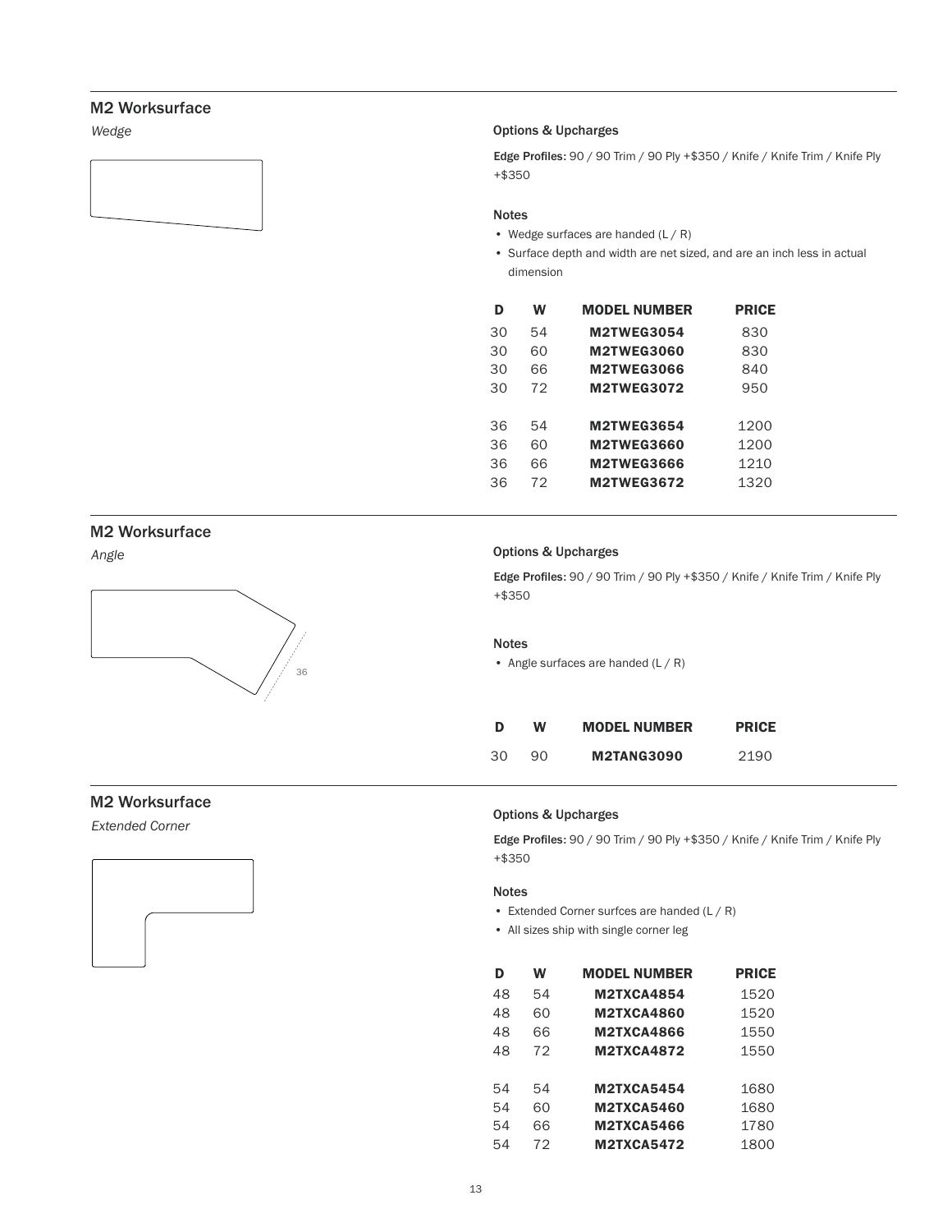## M2 Worksurface

*Wedge*

### Options & Upcharges

**Edge Profiles:** 90 / 90 Trim / 90 Ply +$350 / Knife / Knife Trim / Knife Ply +$350

### Notes

- Wedge surfaces are handed (L / R)
- Surface depth and width are net sized, and are an inch less in actual dimension

| D | W | MODEL NUMBER | PRICE |
|---|---|---|---|
| 30 | 54 | **M2TWEG3054** | 830 |
| 30 | 60 | **M2TWEG3060** | 830 |
| 30 | 66 | **M2TWEG3066** | 840 |
| 30 | 72 | **M2TWEG3072** | 950 |
| 36 | 54 | **M2TWEG3654** | 1200 |
| 36 | 60 | **M2TWEG3660** | 1200 |
| 36 | 66 | **M2TWEG3666** | 1210 |
| 36 | 72 | **M2TWEG3672** | 1320 |

## M2 Worksurface

*Angle*

36

### Options & Upcharges

**Edge Profiles:** 90 / 90 Trim / 90 Ply +$350 / Knife / Knife Trim / Knife Ply +$350

### Notes

- Angle surfaces are handed (L / R)

| D | W | MODEL NUMBER | PRICE |
|---|---|---|---|
| 30 | 90 | **M2TANG3090** | 2190 |

## M2 Worksurface

*Extended Corner*

### Options & Upcharges

**Edge Profiles:** 90 / 90 Trim / 90 Ply +$350 / Knife / Knife Trim / Knife Ply +$350

### Notes

- Extended Corner surfces are handed (L / R)
- All sizes ship with single corner leg

| D | W | MODEL NUMBER | PRICE |
|---|---|---|---|
| 48 | 54 | **M2TXCA4854** | 1520 |
| 48 | 60 | **M2TXCA4860** | 1520 |
| 48 | 66 | **M2TXCA4866** | 1550 |
| 48 | 72 | **M2TXCA4872** | 1550 |
| 54 | 54 | **M2TXCA5454** | 1680 |
| 54 | 60 | **M2TXCA5460** | 1680 |
| 54 | 66 | **M2TXCA5466** | 1780 |
| 54 | 72 | **M2TXCA5472** | 1800 |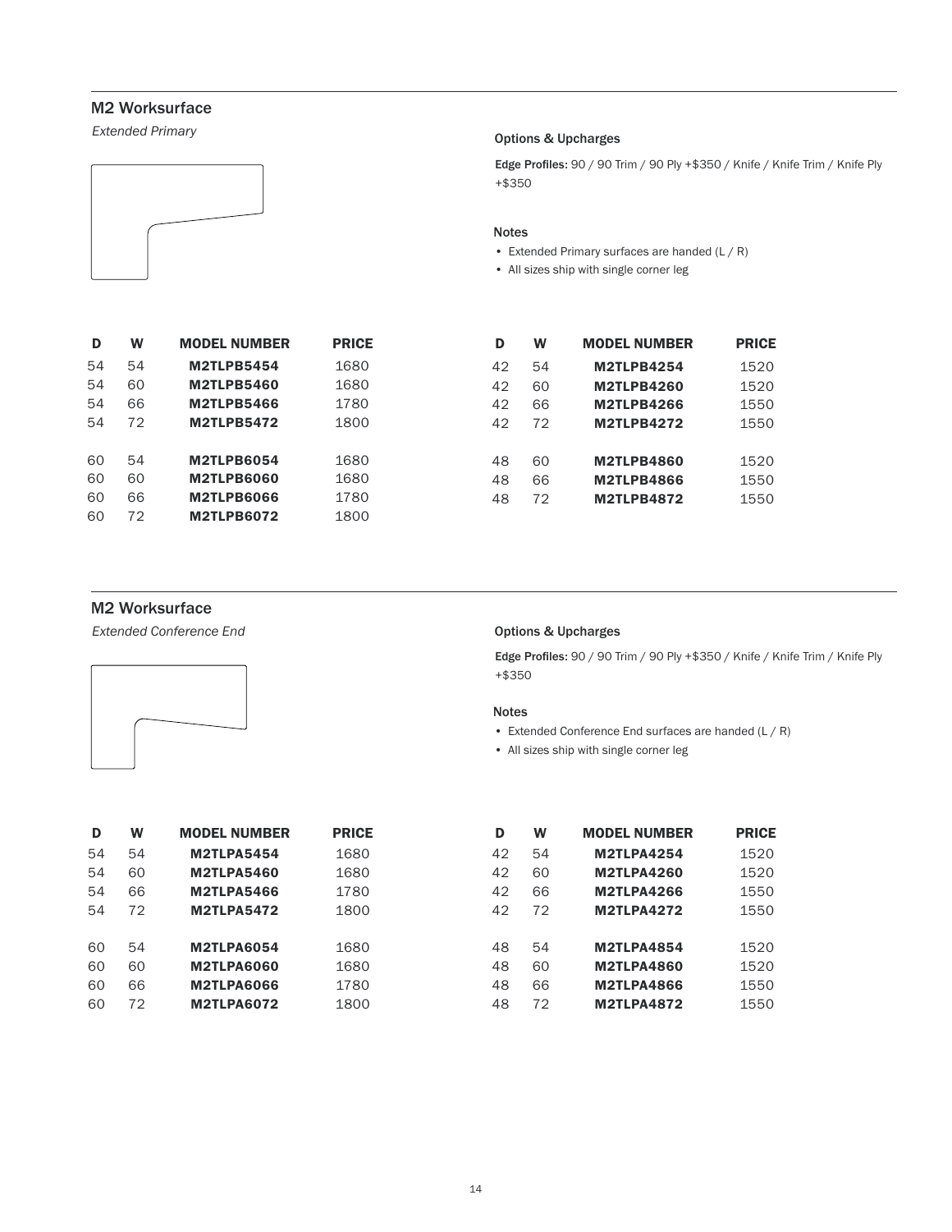## M2 Worksurface

*Extended Primary*

### Options & Upcharges

**Edge Profiles:** 90 / 90 Trim / 90 Ply +$350 / Knife / Knife Trim / Knife Ply +$350

### Notes

- Extended Primary surfaces are handed (L / R)
- All sizes ship with single corner leg

| D | W | MODEL NUMBER | PRICE |
|---|---|---|---|
| 54 | 54 | **M2TLPB5454** | 1680 |
| 54 | 60 | **M2TLPB5460** | 1680 |
| 54 | 66 | **M2TLPB5466** | 1780 |
| 54 | 72 | **M2TLPB5472** | 1800 |
| 60 | 54 | **M2TLPB6054** | 1680 |
| 60 | 60 | **M2TLPB6060** | 1680 |
| 60 | 66 | **M2TLPB6066** | 1780 |
| 60 | 72 | **M2TLPB6072** | 1800 |

| D | W | MODEL NUMBER | PRICE |
|---|---|---|---|
| 42 | 54 | **M2TLPB4254** | 1520 |
| 42 | 60 | **M2TLPB4260** | 1520 |
| 42 | 66 | **M2TLPB4266** | 1550 |
| 42 | 72 | **M2TLPB4272** | 1550 |
| 48 | 60 | **M2TLPB4860** | 1520 |
| 48 | 66 | **M2TLPB4866** | 1550 |
| 48 | 72 | **M2TLPB4872** | 1550 |

## M2 Worksurface

*Extended Conference End*

### Options & Upcharges

**Edge Profiles:** 90 / 90 Trim / 90 Ply +$350 / Knife / Knife Trim / Knife Ply +$350

### Notes

- Extended Conference End surfaces are handed (L / R)
- All sizes ship with single corner leg

| D | W | MODEL NUMBER | PRICE |
|---|---|---|---|
| 54 | 54 | **M2TLPA5454** | 1680 |
| 54 | 60 | **M2TLPA5460** | 1680 |
| 54 | 66 | **M2TLPA5466** | 1780 |
| 54 | 72 | **M2TLPA5472** | 1800 |
| 60 | 54 | **M2TLPA6054** | 1680 |
| 60 | 60 | **M2TLPA6060** | 1680 |
| 60 | 66 | **M2TLPA6066** | 1780 |
| 60 | 72 | **M2TLPA6072** | 1800 |

| D | W | MODEL NUMBER | PRICE |
|---|---|---|---|
| 42 | 54 | **M2TLPA4254** | 1520 |
| 42 | 60 | **M2TLPA4260** | 1520 |
| 42 | 66 | **M2TLPA4266** | 1550 |
| 42 | 72 | **M2TLPA4272** | 1550 |
| 48 | 54 | **M2TLPA4854** | 1520 |
| 48 | 60 | **M2TLPA4860** | 1520 |
| 48 | 66 | **M2TLPA4866** | 1550 |
| 48 | 72 | **M2TLPA4872** | 1550 |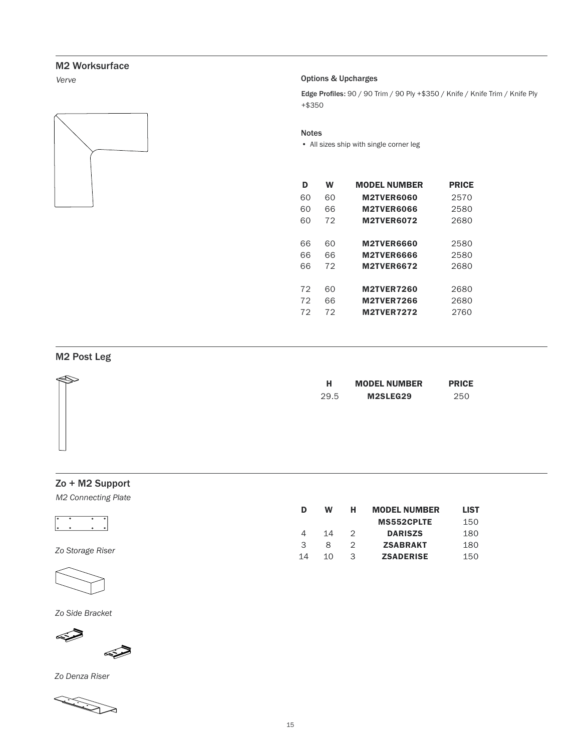## M2 Worksurface

*Verve*

### Options & Upcharges

**Edge Profiles:** 90 / 90 Trim / 90 Ply +$350 / Knife / Knife Trim / Knife Ply +$350

### Notes

- All sizes ship with single corner leg

| D | W | MODEL NUMBER | PRICE |
|---|---|---|---|
| 60 | 60 | **M2TVER6060** | 2570 |
| 60 | 66 | **M2TVER6066** | 2580 |
| 60 | 72 | **M2TVER6072** | 2680 |
| 66 | 60 | **M2TVER6660** | 2580 |
| 66 | 66 | **M2TVER6666** | 2580 |
| 66 | 72 | **M2TVER6672** | 2680 |
| 72 | 60 | **M2TVER7260** | 2680 |
| 72 | 66 | **M2TVER7266** | 2680 |
| 72 | 72 | **M2TVER7272** | 2760 |

## M2 Post Leg

| H | MODEL NUMBER | PRICE |
|---|---|---|
| 29.5 | **M2SLEG29** | 250 |

## Zo + M2 Support

*M2 Connecting Plate*

*Zo Storage Riser*

*Zo Side Bracket*

*Zo Denza Riser*

| D | W | H | MODEL NUMBER | LIST |
|---|---|---|---|---|
| | | | **MS552CPLTE** | 150 |
| 4 | 14 | 2 | **DARISZS** | 180 |
| 3 | 8 | 2 | **ZSABRAKT** | 180 |
| 14 | 10 | 3 | **ZSADERISE** | 150 |